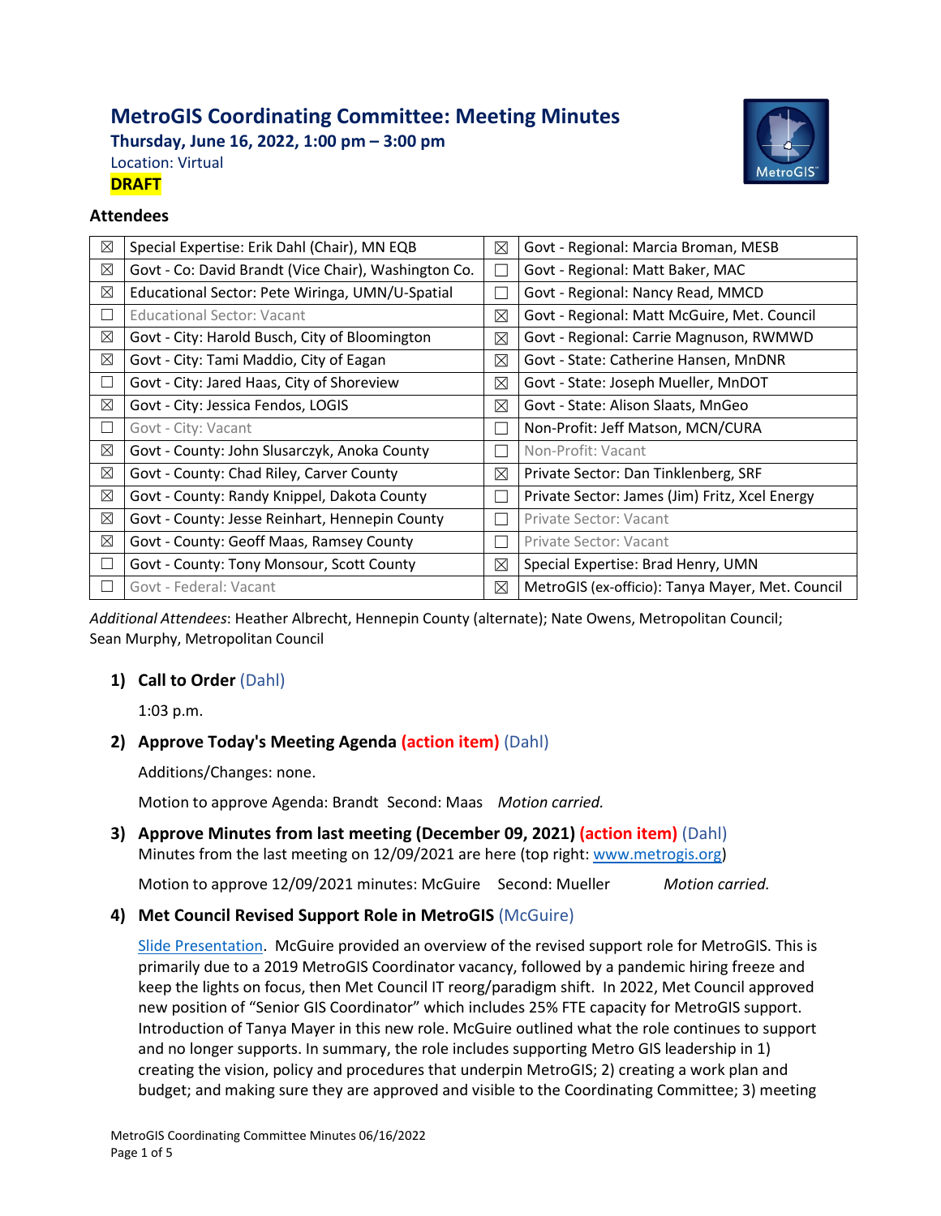# MetroGIS Coordinating Committee: Meeting Minutes

**Thursday, June 16, 2022, 1:00 pm – 3:00 pm**

Location: Virtual

**DRAFT**

### Attendees

| | | | |
|---|---|---|---|
| ☒ | Special Expertise: Erik Dahl (Chair), MN EQB | ☒ | Govt - Regional: Marcia Broman, MESB |
| ☒ | Govt - Co: David Brandt (Vice Chair), Washington Co. | ☐ | Govt - Regional: Matt Baker, MAC |
| ☒ | Educational Sector: Pete Wiringa, UMN/U-Spatial | ☐ | Govt - Regional: Nancy Read, MMCD |
| ☐ | Educational Sector: Vacant | ☒ | Govt - Regional: Matt McGuire, Met. Council |
| ☒ | Govt - City: Harold Busch, City of Bloomington | ☒ | Govt - Regional: Carrie Magnuson, RWMWD |
| ☒ | Govt - City: Tami Maddio, City of Eagan | ☒ | Govt - State: Catherine Hansen, MnDNR |
| ☐ | Govt - City: Jared Haas, City of Shoreview | ☒ | Govt - State: Joseph Mueller, MnDOT |
| ☒ | Govt - City: Jessica Fendos, LOGIS | ☒ | Govt - State: Alison Slaats, MnGeo |
| ☐ | Govt - City: Vacant | ☐ | Non-Profit: Jeff Matson, MCN/CURA |
| ☒ | Govt - County: John Slusarczyk, Anoka County | ☐ | Non-Profit: Vacant |
| ☒ | Govt - County: Chad Riley, Carver County | ☒ | Private Sector: Dan Tinklenberg, SRF |
| ☒ | Govt - County: Randy Knippel, Dakota County | ☐ | Private Sector: James (Jim) Fritz, Xcel Energy |
| ☒ | Govt - County: Jesse Reinhart, Hennepin County | ☐ | Private Sector: Vacant |
| ☒ | Govt - County: Geoff Maas, Ramsey County | ☐ | Private Sector: Vacant |
| ☐ | Govt - County: Tony Monsour, Scott County | ☒ | Special Expertise: Brad Henry, UMN |
| ☐ | Govt - Federal: Vacant | ☒ | MetroGIS (ex-officio): Tanya Mayer, Met. Council |

*Additional Attendees*: Heather Albrecht, Hennepin County (alternate); Nate Owens, Metropolitan Council; Sean Murphy, Metropolitan Council

1) **Call to Order** (Dahl)

   1:03 p.m.

2) **Approve Today's Meeting Agenda (action item)** (Dahl)

   Additions/Changes: none.

   Motion to approve Agenda: Brandt Second: Maas *Motion carried.*

3) **Approve Minutes from last meeting (December 09, 2021) (action item)** (Dahl)

   Minutes from the last meeting on 12/09/2021 are here (top right: www.metrogis.org)

   Motion to approve 12/09/2021 minutes: McGuire Second: Mueller *Motion carried.*

4) **Met Council Revised Support Role in MetroGIS** (McGuire)

   Slide Presentation. McGuire provided an overview of the revised support role for MetroGIS. This is primarily due to a 2019 MetroGIS Coordinator vacancy, followed by a pandemic hiring freeze and keep the lights on focus, then Met Council IT reorg/paradigm shift. In 2022, Met Council approved new position of "Senior GIS Coordinator" which includes 25% FTE capacity for MetroGIS support. Introduction of Tanya Mayer in this new role. McGuire outlined what the role continues to support and no longer supports. In summary, the role includes supporting Metro GIS leadership in 1) creating the vision, policy and procedures that underpin MetroGIS; 2) creating a work plan and budget; and making sure they are approved and visible to the Coordinating Committee; 3) meeting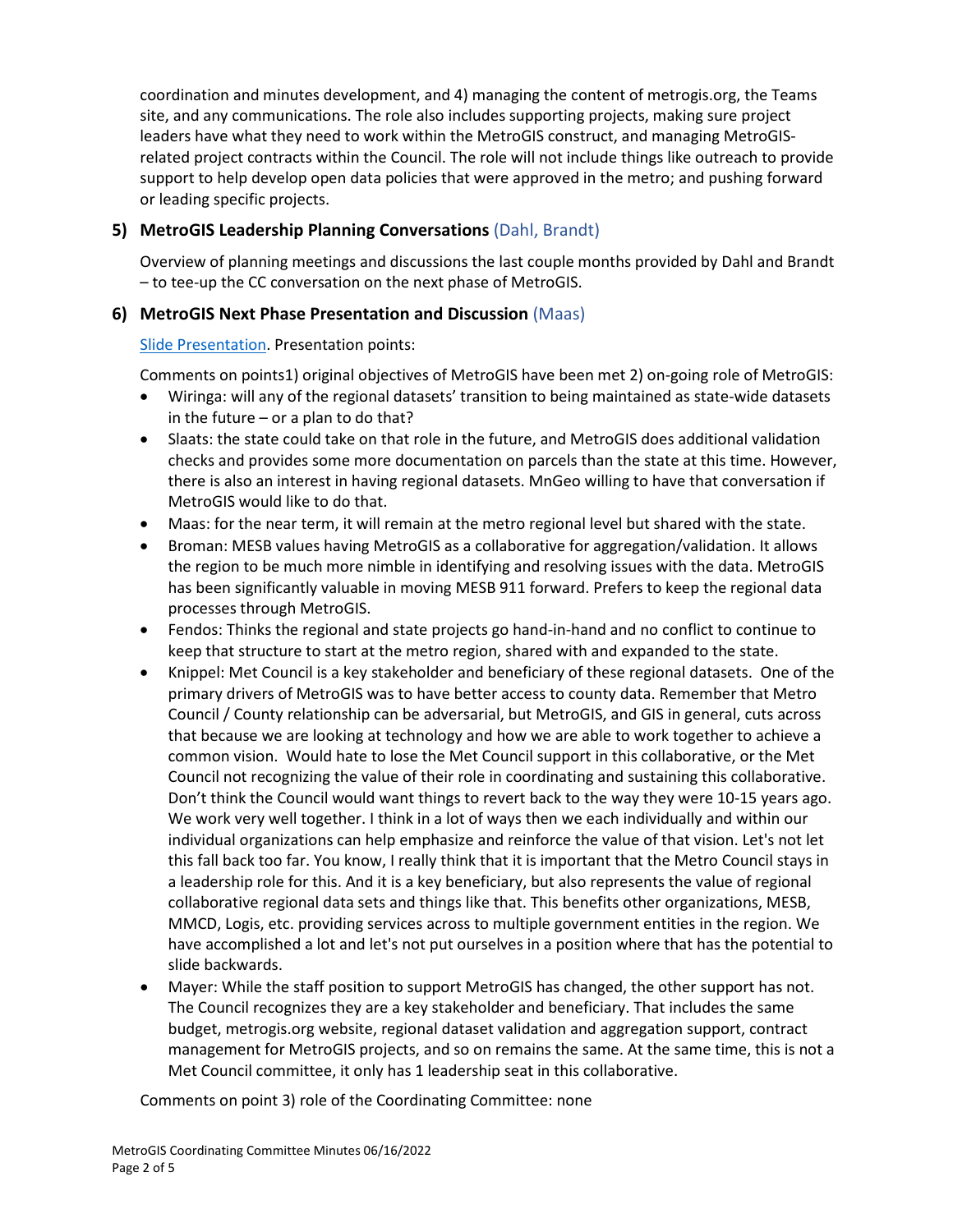coordination and minutes development, and 4) managing the content of metrogis.org, the Teams site, and any communications. The role also includes supporting projects, making sure project leaders have what they need to work within the MetroGIS construct, and managing MetroGIS-related project contracts within the Council. The role will not include things like outreach to provide support to help develop open data policies that were approved in the metro; and pushing forward or leading specific projects.

### 5) MetroGIS Leadership Planning Conversations (Dahl, Brandt)

Overview of planning meetings and discussions the last couple months provided by Dahl and Brandt – to tee-up the CC conversation on the next phase of MetroGIS.

### 6) MetroGIS Next Phase Presentation and Discussion (Maas)

Slide Presentation. Presentation points:

Comments on points1) original objectives of MetroGIS have been met 2) on-going role of MetroGIS:

- Wiringa: will any of the regional datasets' transition to being maintained as state-wide datasets in the future – or a plan to do that?
- Slaats: the state could take on that role in the future, and MetroGIS does additional validation checks and provides some more documentation on parcels than the state at this time. However, there is also an interest in having regional datasets. MnGeo willing to have that conversation if MetroGIS would like to do that.
- Maas: for the near term, it will remain at the metro regional level but shared with the state.
- Broman: MESB values having MetroGIS as a collaborative for aggregation/validation. It allows the region to be much more nimble in identifying and resolving issues with the data. MetroGIS has been significantly valuable in moving MESB 911 forward. Prefers to keep the regional data processes through MetroGIS.
- Fendos: Thinks the regional and state projects go hand-in-hand and no conflict to continue to keep that structure to start at the metro region, shared with and expanded to the state.
- Knippel: Met Council is a key stakeholder and beneficiary of these regional datasets. One of the primary drivers of MetroGIS was to have better access to county data. Remember that Metro Council / County relationship can be adversarial, but MetroGIS, and GIS in general, cuts across that because we are looking at technology and how we are able to work together to achieve a common vision. Would hate to lose the Met Council support in this collaborative, or the Met Council not recognizing the value of their role in coordinating and sustaining this collaborative. Don't think the Council would want things to revert back to the way they were 10-15 years ago. We work very well together. I think in a lot of ways then we each individually and within our individual organizations can help emphasize and reinforce the value of that vision. Let's not let this fall back too far. You know, I really think that it is important that the Metro Council stays in a leadership role for this. And it is a key beneficiary, but also represents the value of regional collaborative regional data sets and things like that. This benefits other organizations, MESB, MMCD, Logis, etc. providing services across to multiple government entities in the region. We have accomplished a lot and let's not put ourselves in a position where that has the potential to slide backwards.
- Mayer: While the staff position to support MetroGIS has changed, the other support has not. The Council recognizes they are a key stakeholder and beneficiary. That includes the same budget, metrogis.org website, regional dataset validation and aggregation support, contract management for MetroGIS projects, and so on remains the same. At the same time, this is not a Met Council committee, it only has 1 leadership seat in this collaborative.

Comments on point 3) role of the Coordinating Committee: none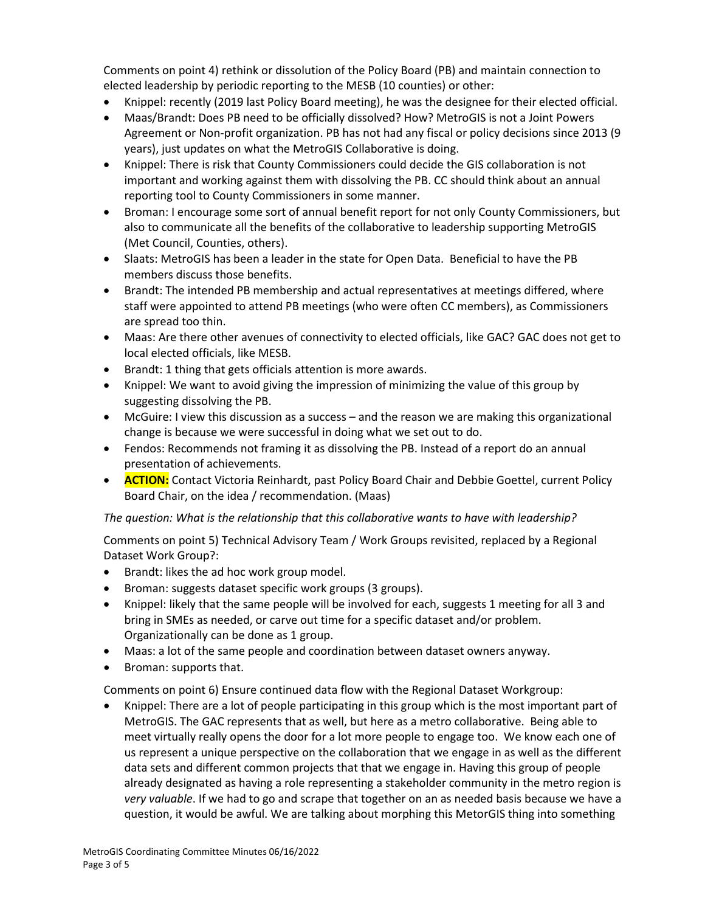Comments on point 4) rethink or dissolution of the Policy Board (PB) and maintain connection to elected leadership by periodic reporting to the MESB (10 counties) or other:

- Knippel: recently (2019 last Policy Board meeting), he was the designee for their elected official.
- Maas/Brandt: Does PB need to be officially dissolved? How? MetroGIS is not a Joint Powers Agreement or Non-profit organization. PB has not had any fiscal or policy decisions since 2013 (9 years), just updates on what the MetroGIS Collaborative is doing.
- Knippel: There is risk that County Commissioners could decide the GIS collaboration is not important and working against them with dissolving the PB. CC should think about an annual reporting tool to County Commissioners in some manner.
- Broman: I encourage some sort of annual benefit report for not only County Commissioners, but also to communicate all the benefits of the collaborative to leadership supporting MetroGIS (Met Council, Counties, others).
- Slaats: MetroGIS has been a leader in the state for Open Data. Beneficial to have the PB members discuss those benefits.
- Brandt: The intended PB membership and actual representatives at meetings differed, where staff were appointed to attend PB meetings (who were often CC members), as Commissioners are spread too thin.
- Maas: Are there other avenues of connectivity to elected officials, like GAC? GAC does not get to local elected officials, like MESB.
- Brandt: 1 thing that gets officials attention is more awards.
- Knippel: We want to avoid giving the impression of minimizing the value of this group by suggesting dissolving the PB.
- McGuire: I view this discussion as a success – and the reason we are making this organizational change is because we were successful in doing what we set out to do.
- Fendos: Recommends not framing it as dissolving the PB. Instead of a report do an annual presentation of achievements.
- **ACTION:** Contact Victoria Reinhardt, past Policy Board Chair and Debbie Goettel, current Policy Board Chair, on the idea / recommendation. (Maas)

*The question: What is the relationship that this collaborative wants to have with leadership?*

Comments on point 5) Technical Advisory Team / Work Groups revisited, replaced by a Regional Dataset Work Group?:

- Brandt: likes the ad hoc work group model.
- Broman: suggests dataset specific work groups (3 groups).
- Knippel: likely that the same people will be involved for each, suggests 1 meeting for all 3 and bring in SMEs as needed, or carve out time for a specific dataset and/or problem. Organizationally can be done as 1 group.
- Maas: a lot of the same people and coordination between dataset owners anyway.
- Broman: supports that.

Comments on point 6) Ensure continued data flow with the Regional Dataset Workgroup:

- Knippel: There are a lot of people participating in this group which is the most important part of MetroGIS. The GAC represents that as well, but here as a metro collaborative. Being able to meet virtually really opens the door for a lot more people to engage too. We know each one of us represent a unique perspective on the collaboration that we engage in as well as the different data sets and different common projects that that we engage in. Having this group of people already designated as having a role representing a stakeholder community in the metro region is *very valuable*. If we had to go and scrape that together on an as needed basis because we have a question, it would be awful. We are talking about morphing this MetorGIS thing into something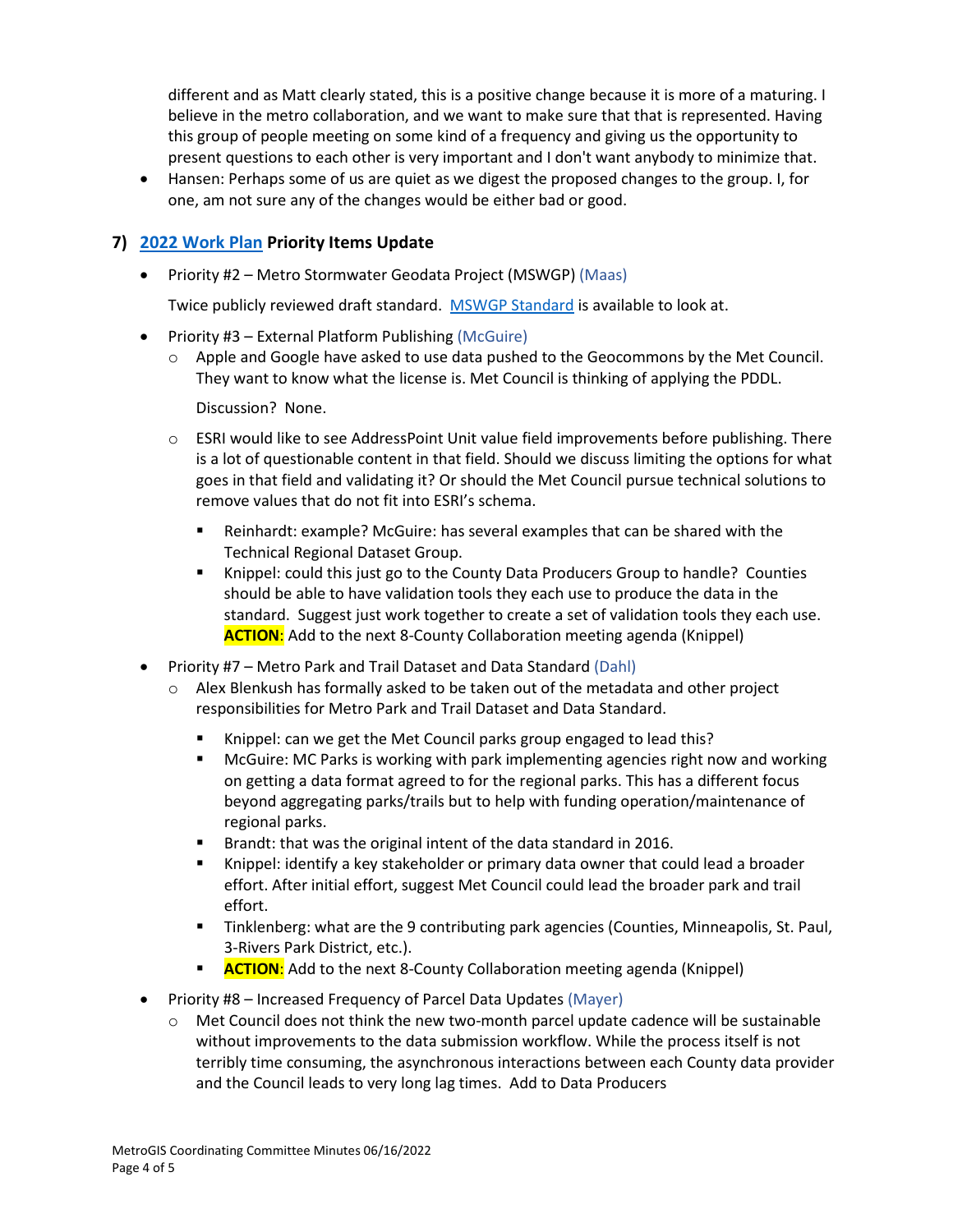different and as Matt clearly stated, this is a positive change because it is more of a maturing. I believe in the metro collaboration, and we want to make sure that that is represented. Having this group of people meeting on some kind of a frequency and giving us the opportunity to present questions to each other is very important and I don't want anybody to minimize that.

- Hansen: Perhaps some of us are quiet as we digest the proposed changes to the group. I, for one, am not sure any of the changes would be either bad or good.

## 7) 2022 Work Plan Priority Items Update

- Priority #2 – Metro Stormwater Geodata Project (MSWGP) (Maas)

  Twice publicly reviewed draft standard. MSWGP Standard is available to look at.

- Priority #3 – External Platform Publishing (McGuire)
  - Apple and Google have asked to use data pushed to the Geocommons by the Met Council. They want to know what the license is. Met Council is thinking of applying the PDDL.

    Discussion? None.

  - ESRI would like to see AddressPoint Unit value field improvements before publishing. There is a lot of questionable content in that field. Should we discuss limiting the options for what goes in that field and validating it? Or should the Met Council pursue technical solutions to remove values that do not fit into ESRI's schema.
    - Reinhardt: example? McGuire: has several examples that can be shared with the Technical Regional Dataset Group.
    - Knippel: could this just go to the County Data Producers Group to handle? Counties should be able to have validation tools they each use to produce the data in the standard. Suggest just work together to create a set of validation tools they each use. **ACTION**: Add to the next 8-County Collaboration meeting agenda (Knippel)

- Priority #7 – Metro Park and Trail Dataset and Data Standard (Dahl)
  - Alex Blenkush has formally asked to be taken out of the metadata and other project responsibilities for Metro Park and Trail Dataset and Data Standard.
    - Knippel: can we get the Met Council parks group engaged to lead this?
    - McGuire: MC Parks is working with park implementing agencies right now and working on getting a data format agreed to for the regional parks. This has a different focus beyond aggregating parks/trails but to help with funding operation/maintenance of regional parks.
    - Brandt: that was the original intent of the data standard in 2016.
    - Knippel: identify a key stakeholder or primary data owner that could lead a broader effort. After initial effort, suggest Met Council could lead the broader park and trail effort.
    - Tinklenberg: what are the 9 contributing park agencies (Counties, Minneapolis, St. Paul, 3-Rivers Park District, etc.).
    - **ACTION**: Add to the next 8-County Collaboration meeting agenda (Knippel)

- Priority #8 – Increased Frequency of Parcel Data Updates (Mayer)
  - Met Council does not think the new two-month parcel update cadence will be sustainable without improvements to the data submission workflow. While the process itself is not terribly time consuming, the asynchronous interactions between each County data provider and the Council leads to very long lag times. Add to Data Producers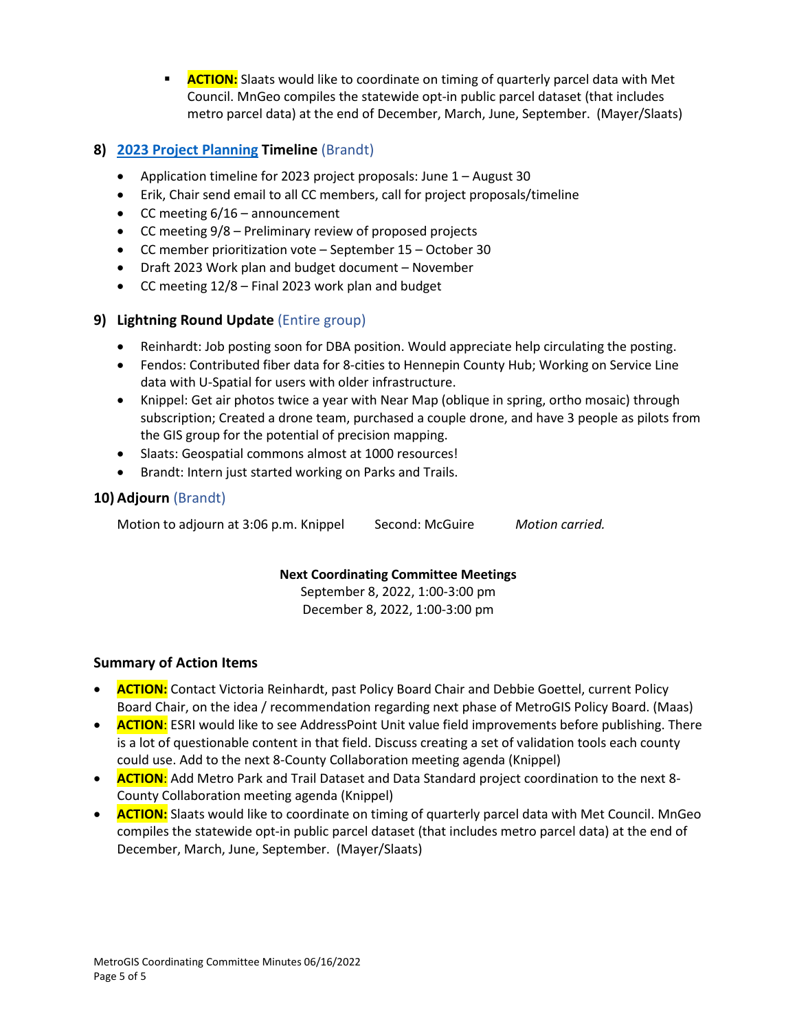- **ACTION:** Slaats would like to coordinate on timing of quarterly parcel data with Met Council. MnGeo compiles the statewide opt-in public parcel dataset (that includes metro parcel data) at the end of December, March, June, September. (Mayer/Slaats)

## 8) 2023 Project Planning Timeline (Brandt)

- Application timeline for 2023 project proposals: June 1 – August 30
- Erik, Chair send email to all CC members, call for project proposals/timeline
- CC meeting 6/16 – announcement
- CC meeting 9/8 – Preliminary review of proposed projects
- CC member prioritization vote – September 15 – October 30
- Draft 2023 Work plan and budget document – November
- CC meeting 12/8 – Final 2023 work plan and budget

## 9) Lightning Round Update (Entire group)

- Reinhardt: Job posting soon for DBA position. Would appreciate help circulating the posting.
- Fendos: Contributed fiber data for 8-cities to Hennepin County Hub; Working on Service Line data with U-Spatial for users with older infrastructure.
- Knippel: Get air photos twice a year with Near Map (oblique in spring, ortho mosaic) through subscription; Created a drone team, purchased a couple drone, and have 3 people as pilots from the GIS group for the potential of precision mapping.
- Slaats: Geospatial commons almost at 1000 resources!
- Brandt: Intern just started working on Parks and Trails.

## 10) Adjourn (Brandt)

Motion to adjourn at 3:06 p.m. Knippel Second: McGuire *Motion carried.*

**Next Coordinating Committee Meetings**

September 8, 2022, 1:00-3:00 pm

December 8, 2022, 1:00-3:00 pm

### Summary of Action Items

- **ACTION:** Contact Victoria Reinhardt, past Policy Board Chair and Debbie Goettel, current Policy Board Chair, on the idea / recommendation regarding next phase of MetroGIS Policy Board. (Maas)
- **ACTION**: ESRI would like to see AddressPoint Unit value field improvements before publishing. There is a lot of questionable content in that field. Discuss creating a set of validation tools each county could use. Add to the next 8-County Collaboration meeting agenda (Knippel)
- **ACTION**: Add Metro Park and Trail Dataset and Data Standard project coordination to the next 8-County Collaboration meeting agenda (Knippel)
- **ACTION:** Slaats would like to coordinate on timing of quarterly parcel data with Met Council. MnGeo compiles the statewide opt-in public parcel dataset (that includes metro parcel data) at the end of December, March, June, September. (Mayer/Slaats)